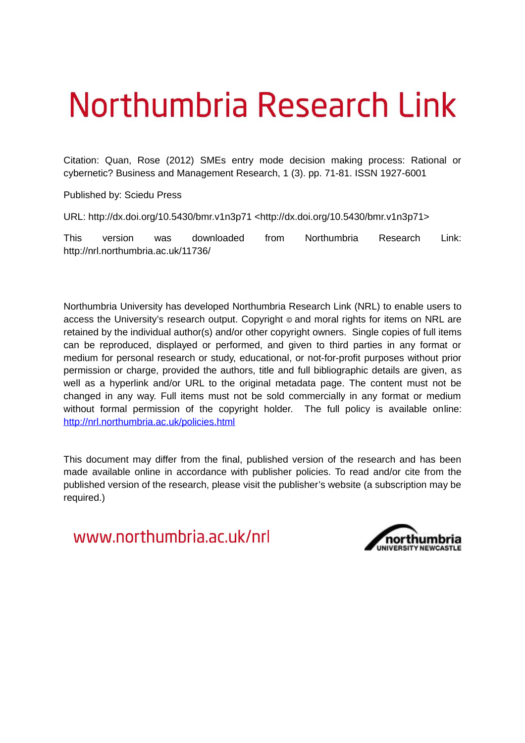# Northumbria Research Link

Citation: Quan, Rose (2012) SMEs entry mode decision making process: Rational or cybernetic? Business and Management Research, 1 (3). pp. 71-81. ISSN 1927-6001

Published by: Sciedu Press

URL: http://dx.doi.org/10.5430/bmr.v1n3p71 <http://dx.doi.org/10.5430/bmr.v1n3p71>

This version was downloaded from Northumbria Research Link: http://nrl.northumbria.ac.uk/11736/

Northumbria University has developed Northumbria Research Link (NRL) to enable users to access the University's research output. Copyright © and moral rights for items on NRL are retained by the individual author(s) and/or other copyright owners. Single copies of full items can be reproduced, displayed or performed, and given to third parties in any format or medium for personal research or study, educational, or not-for-profit purposes without prior permission or charge, provided the authors, title and full bibliographic details are given, as well as a hyperlink and/or URL to the original metadata page. The content must not be changed in any way. Full items must not be sold commercially in any format or medium without formal permission of the copyright holder. The full policy is available online: http://nrl.northumbria.ac.uk/policies.html

This document may differ from the final, published version of the research and has been made available online in accordance with publisher policies. To read and/or cite from the published version of the research, please visit the publisher's website (a subscription may be required.)

www.northumbria.ac.uk/nrl

northumbria UNIVERSITY NEWCASTLE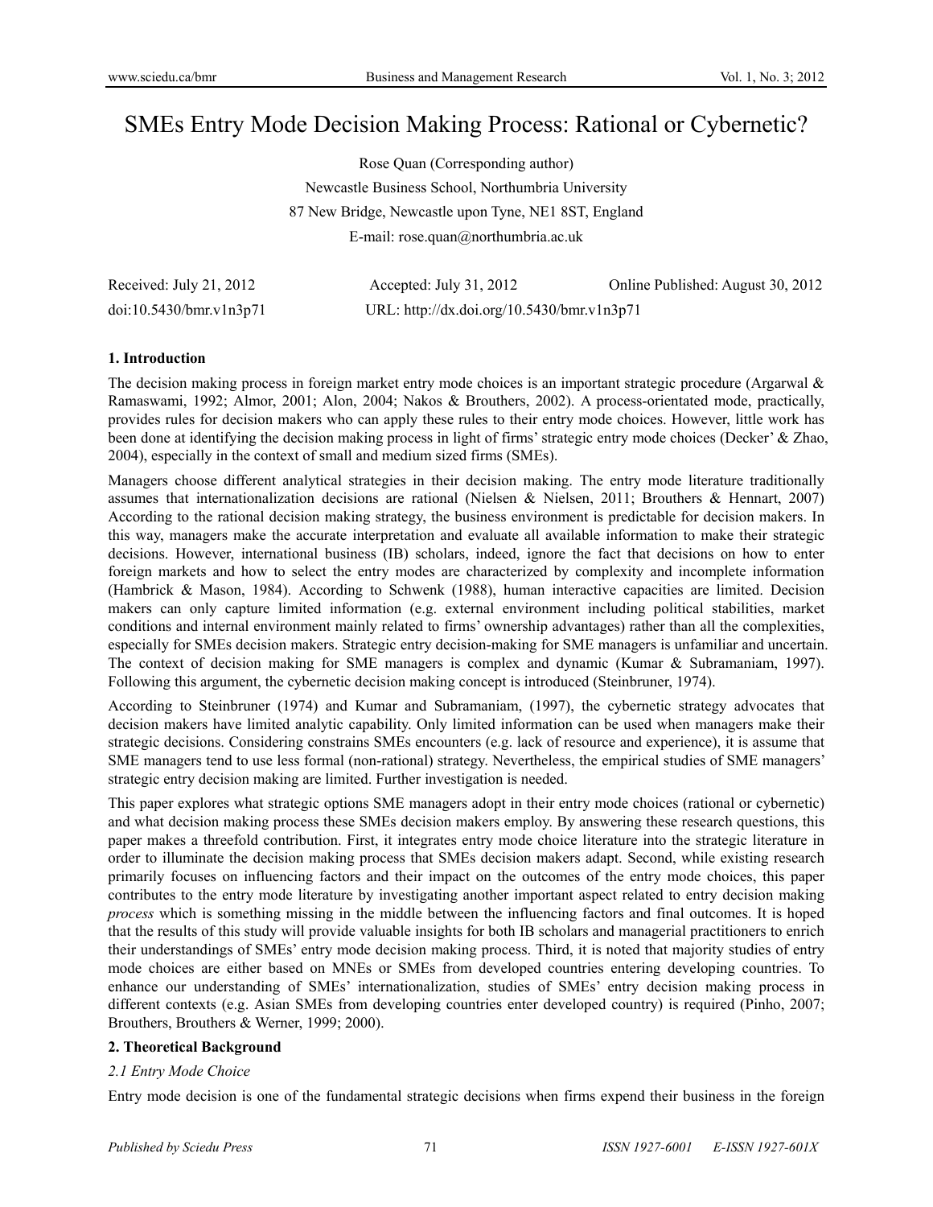# SMEs Entry Mode Decision Making Process: Rational or Cybernetic?

Rose Quan (Corresponding author)

Newcastle Business School, Northumbria University

87 New Bridge, Newcastle upon Tyne, NE1 8ST, England

E-mail: rose.quan@northumbria.ac.uk

Received: July 21, 2012 Accepted: July 31, 2012 Online Published: August 30, 2012

doi:10.5430/bmr.v1n3p71 URL: http://dx.doi.org/10.5430/bmr.v1n3p71

## 1. Introduction

The decision making process in foreign market entry mode choices is an important strategic procedure (Argarwal & Ramaswami, 1992; Almor, 2001; Alon, 2004; Nakos & Brouthers, 2002). A process-orientated mode, practically, provides rules for decision makers who can apply these rules to their entry mode choices. However, little work has been done at identifying the decision making process in light of firms' strategic entry mode choices (Decker' & Zhao, 2004), especially in the context of small and medium sized firms (SMEs).

Managers choose different analytical strategies in their decision making. The entry mode literature traditionally assumes that internationalization decisions are rational (Nielsen & Nielsen, 2011; Brouthers & Hennart, 2007) According to the rational decision making strategy, the business environment is predictable for decision makers. In this way, managers make the accurate interpretation and evaluate all available information to make their strategic decisions. However, international business (IB) scholars, indeed, ignore the fact that decisions on how to enter foreign markets and how to select the entry modes are characterized by complexity and incomplete information (Hambrick & Mason, 1984). According to Schwenk (1988), human interactive capacities are limited. Decision makers can only capture limited information (e.g. external environment including political stabilities, market conditions and internal environment mainly related to firms' ownership advantages) rather than all the complexities, especially for SMEs decision makers. Strategic entry decision-making for SME managers is unfamiliar and uncertain. The context of decision making for SME managers is complex and dynamic (Kumar & Subramaniam, 1997). Following this argument, the cybernetic decision making concept is introduced (Steinbruner, 1974).

According to Steinbruner (1974) and Kumar and Subramaniam, (1997), the cybernetic strategy advocates that decision makers have limited analytic capability. Only limited information can be used when managers make their strategic decisions. Considering constrains SMEs encounters (e.g. lack of resource and experience), it is assume that SME managers tend to use less formal (non-rational) strategy. Nevertheless, the empirical studies of SME managers' strategic entry decision making are limited. Further investigation is needed.

This paper explores what strategic options SME managers adopt in their entry mode choices (rational or cybernetic) and what decision making process these SMEs decision makers employ. By answering these research questions, this paper makes a threefold contribution. First, it integrates entry mode choice literature into the strategic literature in order to illuminate the decision making process that SMEs decision makers adapt. Second, while existing research primarily focuses on influencing factors and their impact on the outcomes of the entry mode choices, this paper contributes to the entry mode literature by investigating another important aspect related to entry decision making *process* which is something missing in the middle between the influencing factors and final outcomes. It is hoped that the results of this study will provide valuable insights for both IB scholars and managerial practitioners to enrich their understandings of SMEs' entry mode decision making process. Third, it is noted that majority studies of entry mode choices are either based on MNEs or SMEs from developed countries entering developing countries. To enhance our understanding of SMEs' internationalization, studies of SMEs' entry decision making process in different contexts (e.g. Asian SMEs from developing countries enter developed country) is required (Pinho, 2007; Brouthers, Brouthers & Werner, 1999; 2000).

## 2. Theoretical Background

### *2.1 Entry Mode Choice*

Entry mode decision is one of the fundamental strategic decisions when firms expend their business in the foreign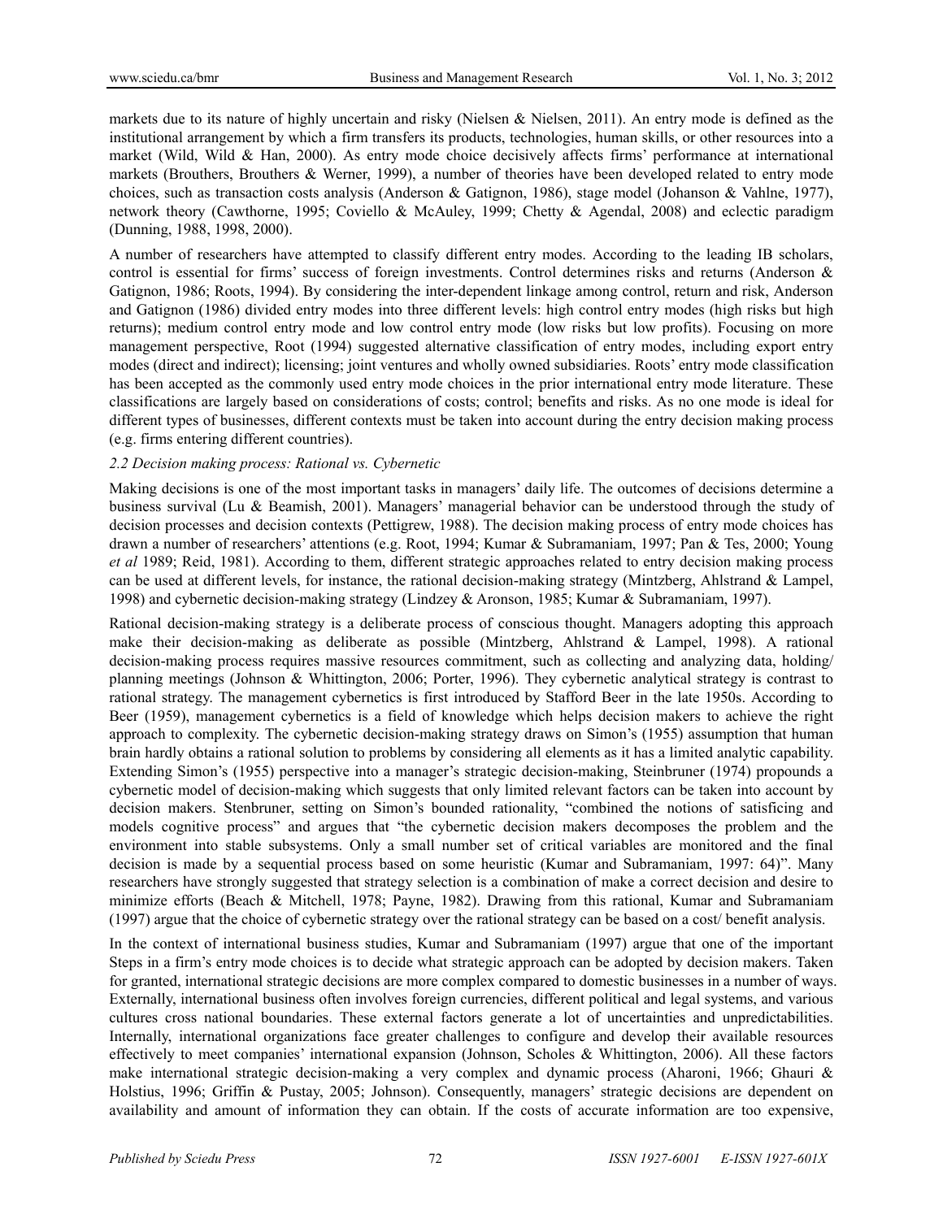markets due to its nature of highly uncertain and risky (Nielsen & Nielsen, 2011). An entry mode is defined as the institutional arrangement by which a firm transfers its products, technologies, human skills, or other resources into a market (Wild, Wild & Han, 2000). As entry mode choice decisively affects firms' performance at international markets (Brouthers, Brouthers & Werner, 1999), a number of theories have been developed related to entry mode choices, such as transaction costs analysis (Anderson & Gatignon, 1986), stage model (Johanson & Vahlne, 1977), network theory (Cawthorne, 1995; Coviello & McAuley, 1999; Chetty & Agendal, 2008) and eclectic paradigm (Dunning, 1988, 1998, 2000).

A number of researchers have attempted to classify different entry modes. According to the leading IB scholars, control is essential for firms' success of foreign investments. Control determines risks and returns (Anderson & Gatignon, 1986; Roots, 1994). By considering the inter-dependent linkage among control, return and risk, Anderson and Gatignon (1986) divided entry modes into three different levels: high control entry modes (high risks but high returns); medium control entry mode and low control entry mode (low risks but low profits). Focusing on more management perspective, Root (1994) suggested alternative classification of entry modes, including export entry modes (direct and indirect); licensing; joint ventures and wholly owned subsidiaries. Roots' entry mode classification has been accepted as the commonly used entry mode choices in the prior international entry mode literature. These classifications are largely based on considerations of costs; control; benefits and risks. As no one mode is ideal for different types of businesses, different contexts must be taken into account during the entry decision making process (e.g. firms entering different countries).

### *2.2 Decision making process: Rational vs. Cybernetic*

Making decisions is one of the most important tasks in managers' daily life. The outcomes of decisions determine a business survival (Lu & Beamish, 2001). Managers' managerial behavior can be understood through the study of decision processes and decision contexts (Pettigrew, 1988). The decision making process of entry mode choices has drawn a number of researchers' attentions (e.g. Root, 1994; Kumar & Subramaniam, 1997; Pan & Tes, 2000; Young *et al* 1989; Reid, 1981). According to them, different strategic approaches related to entry decision making process can be used at different levels, for instance, the rational decision-making strategy (Mintzberg, Ahlstrand & Lampel, 1998) and cybernetic decision-making strategy (Lindzey & Aronson, 1985; Kumar & Subramaniam, 1997).

Rational decision-making strategy is a deliberate process of conscious thought. Managers adopting this approach make their decision-making as deliberate as possible (Mintzberg, Ahlstrand & Lampel, 1998). A rational decision-making process requires massive resources commitment, such as collecting and analyzing data, holding/ planning meetings (Johnson & Whittington, 2006; Porter, 1996). They cybernetic analytical strategy is contrast to rational strategy. The management cybernetics is first introduced by Stafford Beer in the late 1950s. According to Beer (1959), management cybernetics is a field of knowledge which helps decision makers to achieve the right approach to complexity. The cybernetic decision-making strategy draws on Simon's (1955) assumption that human brain hardly obtains a rational solution to problems by considering all elements as it has a limited analytic capability. Extending Simon's (1955) perspective into a manager's strategic decision-making, Steinbruner (1974) propounds a cybernetic model of decision-making which suggests that only limited relevant factors can be taken into account by decision makers. Stenbruner, setting on Simon's bounded rationality, "combined the notions of satisficing and models cognitive process" and argues that "the cybernetic decision makers decomposes the problem and the environment into stable subsystems. Only a small number set of critical variables are monitored and the final decision is made by a sequential process based on some heuristic (Kumar and Subramaniam, 1997: 64)". Many researchers have strongly suggested that strategy selection is a combination of make a correct decision and desire to minimize efforts (Beach & Mitchell, 1978; Payne, 1982). Drawing from this rational, Kumar and Subramaniam (1997) argue that the choice of cybernetic strategy over the rational strategy can be based on a cost/ benefit analysis.

In the context of international business studies, Kumar and Subramaniam (1997) argue that one of the important Steps in a firm's entry mode choices is to decide what strategic approach can be adopted by decision makers. Taken for granted, international strategic decisions are more complex compared to domestic businesses in a number of ways. Externally, international business often involves foreign currencies, different political and legal systems, and various cultures cross national boundaries. These external factors generate a lot of uncertainties and unpredictabilities. Internally, international organizations face greater challenges to configure and develop their available resources effectively to meet companies' international expansion (Johnson, Scholes & Whittington, 2006). All these factors make international strategic decision-making a very complex and dynamic process (Aharoni, 1966; Ghauri & Holstius, 1996; Griffin & Pustay, 2005; Johnson). Consequently, managers' strategic decisions are dependent on availability and amount of information they can obtain. If the costs of accurate information are too expensive,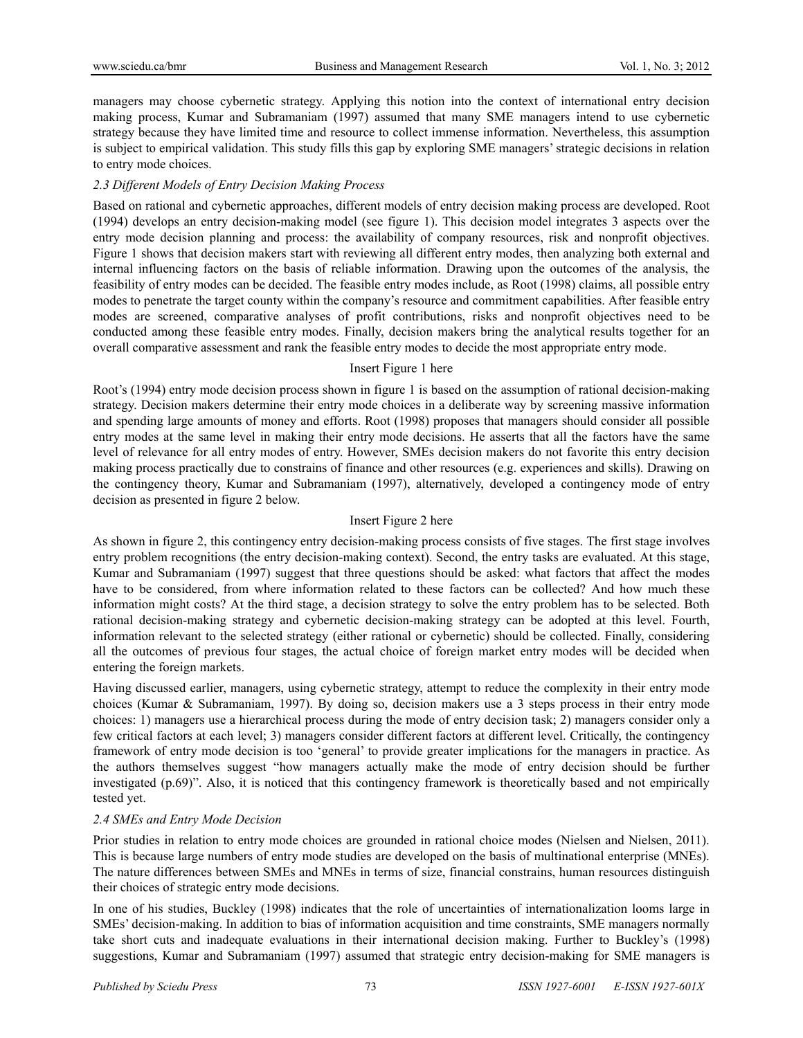managers may choose cybernetic strategy. Applying this notion into the context of international entry decision making process, Kumar and Subramaniam (1997) assumed that many SME managers intend to use cybernetic strategy because they have limited time and resource to collect immense information. Nevertheless, this assumption is subject to empirical validation. This study fills this gap by exploring SME managers' strategic decisions in relation to entry mode choices.

### *2.3 Different Models of Entry Decision Making Process*

Based on rational and cybernetic approaches, different models of entry decision making process are developed. Root (1994) develops an entry decision-making model (see figure 1). This decision model integrates 3 aspects over the entry mode decision planning and process: the availability of company resources, risk and nonprofit objectives. Figure 1 shows that decision makers start with reviewing all different entry modes, then analyzing both external and internal influencing factors on the basis of reliable information. Drawing upon the outcomes of the analysis, the feasibility of entry modes can be decided. The feasible entry modes include, as Root (1998) claims, all possible entry modes to penetrate the target county within the company's resource and commitment capabilities. After feasible entry modes are screened, comparative analyses of profit contributions, risks and nonprofit objectives need to be conducted among these feasible entry modes. Finally, decision makers bring the analytical results together for an overall comparative assessment and rank the feasible entry modes to decide the most appropriate entry mode.

Insert Figure 1 here

Root's (1994) entry mode decision process shown in figure 1 is based on the assumption of rational decision-making strategy. Decision makers determine their entry mode choices in a deliberate way by screening massive information and spending large amounts of money and efforts. Root (1998) proposes that managers should consider all possible entry modes at the same level in making their entry mode decisions. He asserts that all the factors have the same level of relevance for all entry modes of entry. However, SMEs decision makers do not favorite this entry decision making process practically due to constrains of finance and other resources (e.g. experiences and skills). Drawing on the contingency theory, Kumar and Subramaniam (1997), alternatively, developed a contingency mode of entry decision as presented in figure 2 below.

Insert Figure 2 here

As shown in figure 2, this contingency entry decision-making process consists of five stages. The first stage involves entry problem recognitions (the entry decision-making context). Second, the entry tasks are evaluated. At this stage, Kumar and Subramaniam (1997) suggest that three questions should be asked: what factors that affect the modes have to be considered, from where information related to these factors can be collected? And how much these information might costs? At the third stage, a decision strategy to solve the entry problem has to be selected. Both rational decision-making strategy and cybernetic decision-making strategy can be adopted at this level. Fourth, information relevant to the selected strategy (either rational or cybernetic) should be collected. Finally, considering all the outcomes of previous four stages, the actual choice of foreign market entry modes will be decided when entering the foreign markets.

Having discussed earlier, managers, using cybernetic strategy, attempt to reduce the complexity in their entry mode choices (Kumar & Subramaniam, 1997). By doing so, decision makers use a 3 steps process in their entry mode choices: 1) managers use a hierarchical process during the mode of entry decision task; 2) managers consider only a few critical factors at each level; 3) managers consider different factors at different level. Critically, the contingency framework of entry mode decision is too 'general' to provide greater implications for the managers in practice. As the authors themselves suggest "how managers actually make the mode of entry decision should be further investigated (p.69)". Also, it is noticed that this contingency framework is theoretically based and not empirically tested yet.

### *2.4 SMEs and Entry Mode Decision*

Prior studies in relation to entry mode choices are grounded in rational choice modes (Nielsen and Nielsen, 2011). This is because large numbers of entry mode studies are developed on the basis of multinational enterprise (MNEs). The nature differences between SMEs and MNEs in terms of size, financial constrains, human resources distinguish their choices of strategic entry mode decisions.

In one of his studies, Buckley (1998) indicates that the role of uncertainties of internationalization looms large in SMEs' decision-making. In addition to bias of information acquisition and time constraints, SME managers normally take short cuts and inadequate evaluations in their international decision making. Further to Buckley's (1998) suggestions, Kumar and Subramaniam (1997) assumed that strategic entry decision-making for SME managers is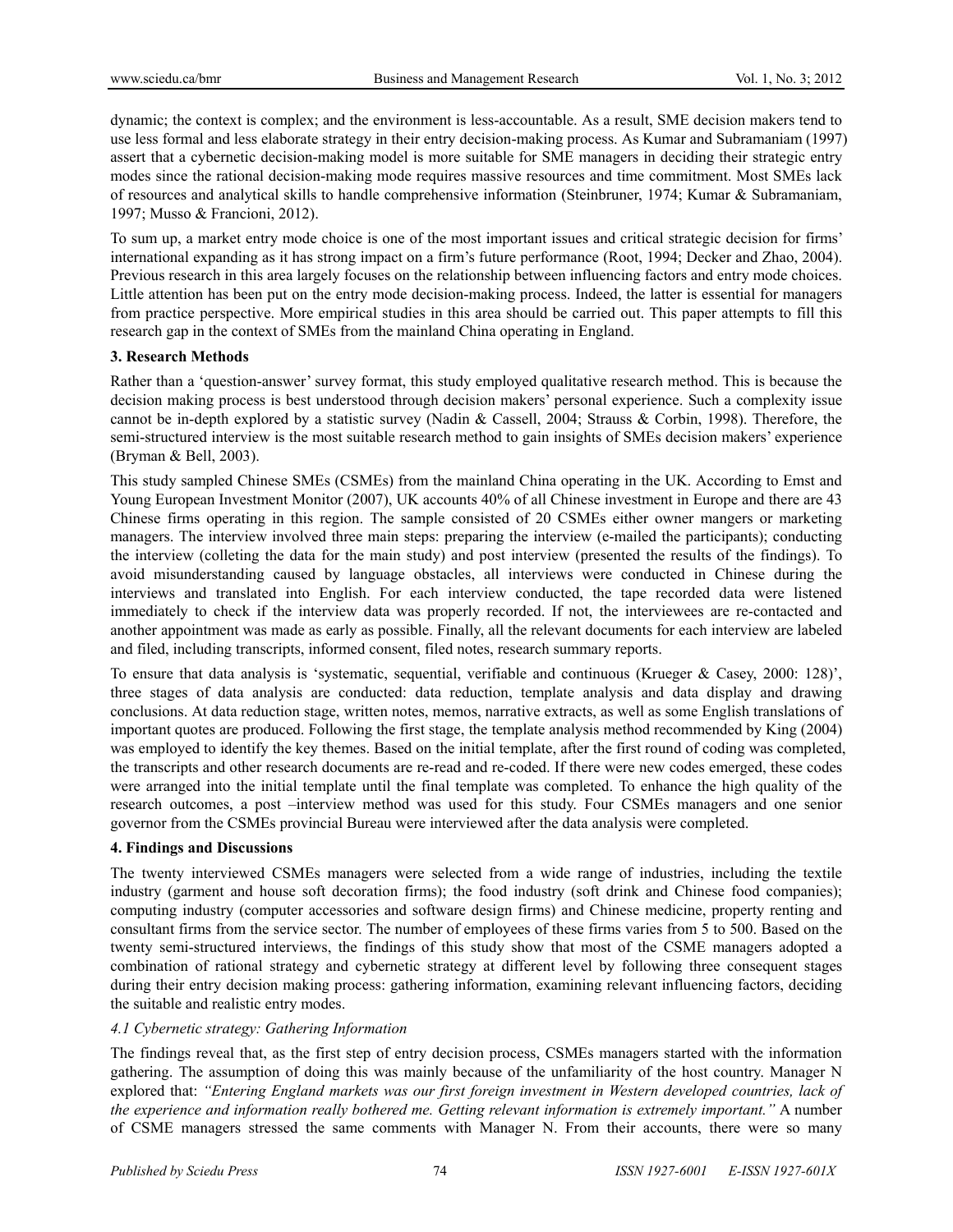dynamic; the context is complex; and the environment is less-accountable. As a result, SME decision makers tend to use less formal and less elaborate strategy in their entry decision-making process. As Kumar and Subramaniam (1997) assert that a cybernetic decision-making model is more suitable for SME managers in deciding their strategic entry modes since the rational decision-making mode requires massive resources and time commitment. Most SMEs lack of resources and analytical skills to handle comprehensive information (Steinbruner, 1974; Kumar & Subramaniam, 1997; Musso & Francioni, 2012).

To sum up, a market entry mode choice is one of the most important issues and critical strategic decision for firms' international expanding as it has strong impact on a firm's future performance (Root, 1994; Decker and Zhao, 2004). Previous research in this area largely focuses on the relationship between influencing factors and entry mode choices. Little attention has been put on the entry mode decision-making process. Indeed, the latter is essential for managers from practice perspective. More empirical studies in this area should be carried out. This paper attempts to fill this research gap in the context of SMEs from the mainland China operating in England.

## 3. Research Methods

Rather than a 'question-answer' survey format, this study employed qualitative research method. This is because the decision making process is best understood through decision makers' personal experience. Such a complexity issue cannot be in-depth explored by a statistic survey (Nadin & Cassell, 2004; Strauss & Corbin, 1998). Therefore, the semi-structured interview is the most suitable research method to gain insights of SMEs decision makers' experience (Bryman & Bell, 2003).

This study sampled Chinese SMEs (CSMEs) from the mainland China operating in the UK. According to Emst and Young European Investment Monitor (2007), UK accounts 40% of all Chinese investment in Europe and there are 43 Chinese firms operating in this region. The sample consisted of 20 CSMEs either owner mangers or marketing managers. The interview involved three main steps: preparing the interview (e-mailed the participants); conducting the interview (colleting the data for the main study) and post interview (presented the results of the findings). To avoid misunderstanding caused by language obstacles, all interviews were conducted in Chinese during the interviews and translated into English. For each interview conducted, the tape recorded data were listened immediately to check if the interview data was properly recorded. If not, the interviewees are re-contacted and another appointment was made as early as possible. Finally, all the relevant documents for each interview are labeled and filed, including transcripts, informed consent, filed notes, research summary reports.

To ensure that data analysis is 'systematic, sequential, verifiable and continuous (Krueger & Casey, 2000: 128)', three stages of data analysis are conducted: data reduction, template analysis and data display and drawing conclusions. At data reduction stage, written notes, memos, narrative extracts, as well as some English translations of important quotes are produced. Following the first stage, the template analysis method recommended by King (2004) was employed to identify the key themes. Based on the initial template, after the first round of coding was completed, the transcripts and other research documents are re-read and re-coded. If there were new codes emerged, these codes were arranged into the initial template until the final template was completed. To enhance the high quality of the research outcomes, a post –interview method was used for this study. Four CSMEs managers and one senior governor from the CSMEs provincial Bureau were interviewed after the data analysis were completed.

## 4. Findings and Discussions

The twenty interviewed CSMEs managers were selected from a wide range of industries, including the textile industry (garment and house soft decoration firms); the food industry (soft drink and Chinese food companies); computing industry (computer accessories and software design firms) and Chinese medicine, property renting and consultant firms from the service sector. The number of employees of these firms varies from 5 to 500. Based on the twenty semi-structured interviews, the findings of this study show that most of the CSME managers adopted a combination of rational strategy and cybernetic strategy at different level by following three consequent stages during their entry decision making process: gathering information, examining relevant influencing factors, deciding the suitable and realistic entry modes.

### *4.1 Cybernetic strategy: Gathering Information*

The findings reveal that, as the first step of entry decision process, CSMEs managers started with the information gathering. The assumption of doing this was mainly because of the unfamiliarity of the host country. Manager N explored that: *"Entering England markets was our first foreign investment in Western developed countries, lack of the experience and information really bothered me. Getting relevant information is extremely important."* A number of CSME managers stressed the same comments with Manager N. From their accounts, there were so many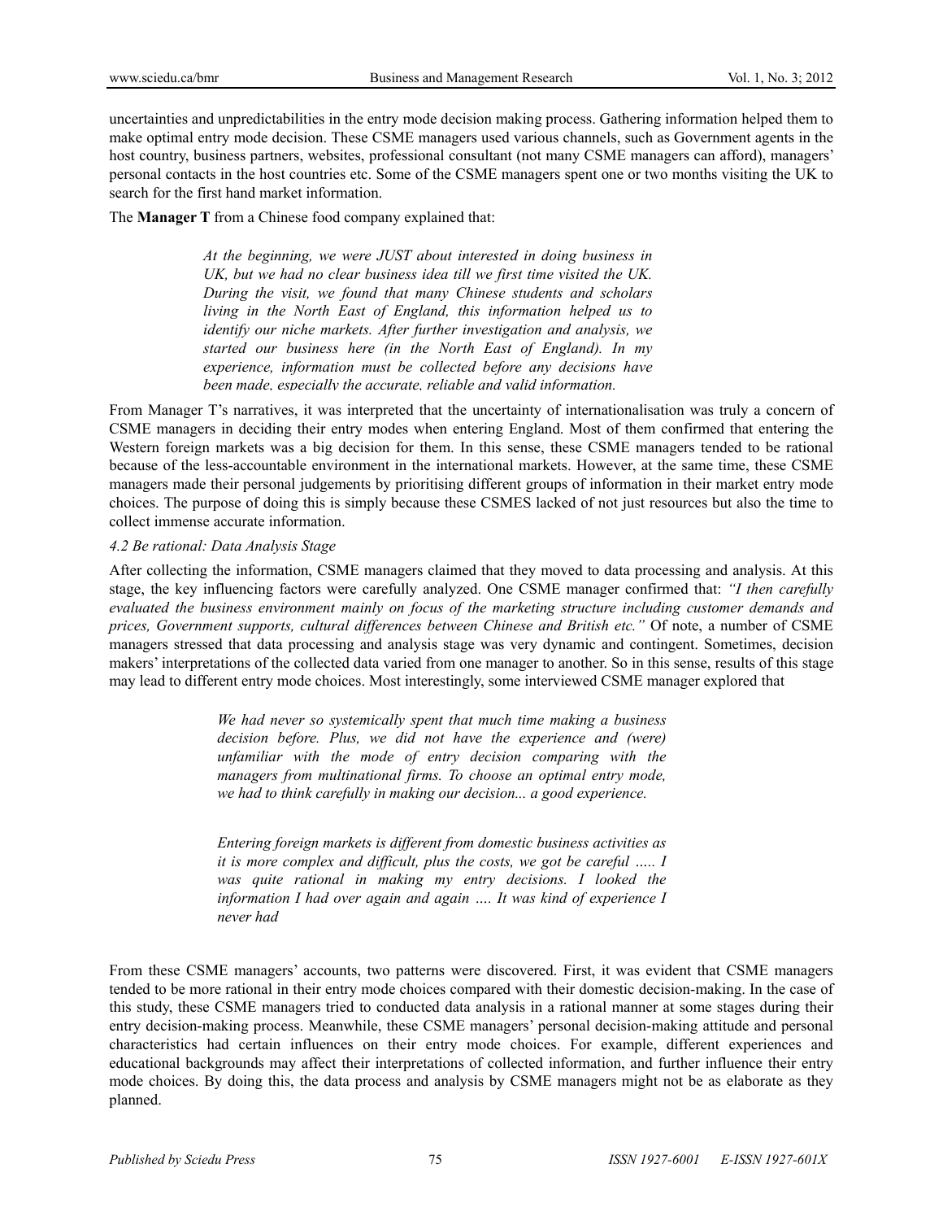uncertainties and unpredictabilities in the entry mode decision making process. Gathering information helped them to make optimal entry mode decision. These CSME managers used various channels, such as Government agents in the host country, business partners, websites, professional consultant (not many CSME managers can afford), managers' personal contacts in the host countries etc. Some of the CSME managers spent one or two months visiting the UK to search for the first hand market information.

The **Manager T** from a Chinese food company explained that:

> *At the beginning, we were JUST about interested in doing business in UK, but we had no clear business idea till we first time visited the UK. During the visit, we found that many Chinese students and scholars living in the North East of England, this information helped us to identify our niche markets. After further investigation and analysis, we started our business here (in the North East of England). In my experience, information must be collected before any decisions have been made, especially the accurate, reliable and valid information.*

From Manager T's narratives, it was interpreted that the uncertainty of internationalisation was truly a concern of CSME managers in deciding their entry modes when entering England. Most of them confirmed that entering the Western foreign markets was a big decision for them. In this sense, these CSME managers tended to be rational because of the less-accountable environment in the international markets. However, at the same time, these CSME managers made their personal judgements by prioritising different groups of information in their market entry mode choices. The purpose of doing this is simply because these CSMES lacked of not just resources but also the time to collect immense accurate information.

*4.2 Be rational: Data Analysis Stage*

After collecting the information, CSME managers claimed that they moved to data processing and analysis. At this stage, the key influencing factors were carefully analyzed. One CSME manager confirmed that: *"I then carefully evaluated the business environment mainly on focus of the marketing structure including customer demands and prices, Government supports, cultural differences between Chinese and British etc."* Of note, a number of CSME managers stressed that data processing and analysis stage was very dynamic and contingent. Sometimes, decision makers' interpretations of the collected data varied from one manager to another. So in this sense, results of this stage may lead to different entry mode choices. Most interestingly, some interviewed CSME manager explored that

> *We had never so systemically spent that much time making a business decision before. Plus, we did not have the experience and (were) unfamiliar with the mode of entry decision comparing with the managers from multinational firms. To choose an optimal entry mode, we had to think carefully in making our decision... a good experience.*

> *Entering foreign markets is different from domestic business activities as it is more complex and difficult, plus the costs, we got be careful ….. I was quite rational in making my entry decisions. I looked the information I had over again and again …. It was kind of experience I never had*

From these CSME managers' accounts, two patterns were discovered. First, it was evident that CSME managers tended to be more rational in their entry mode choices compared with their domestic decision-making. In the case of this study, these CSME managers tried to conducted data analysis in a rational manner at some stages during their entry decision-making process. Meanwhile, these CSME managers' personal decision-making attitude and personal characteristics had certain influences on their entry mode choices. For example, different experiences and educational backgrounds may affect their interpretations of collected information, and further influence their entry mode choices. By doing this, the data process and analysis by CSME managers might not be as elaborate as they planned.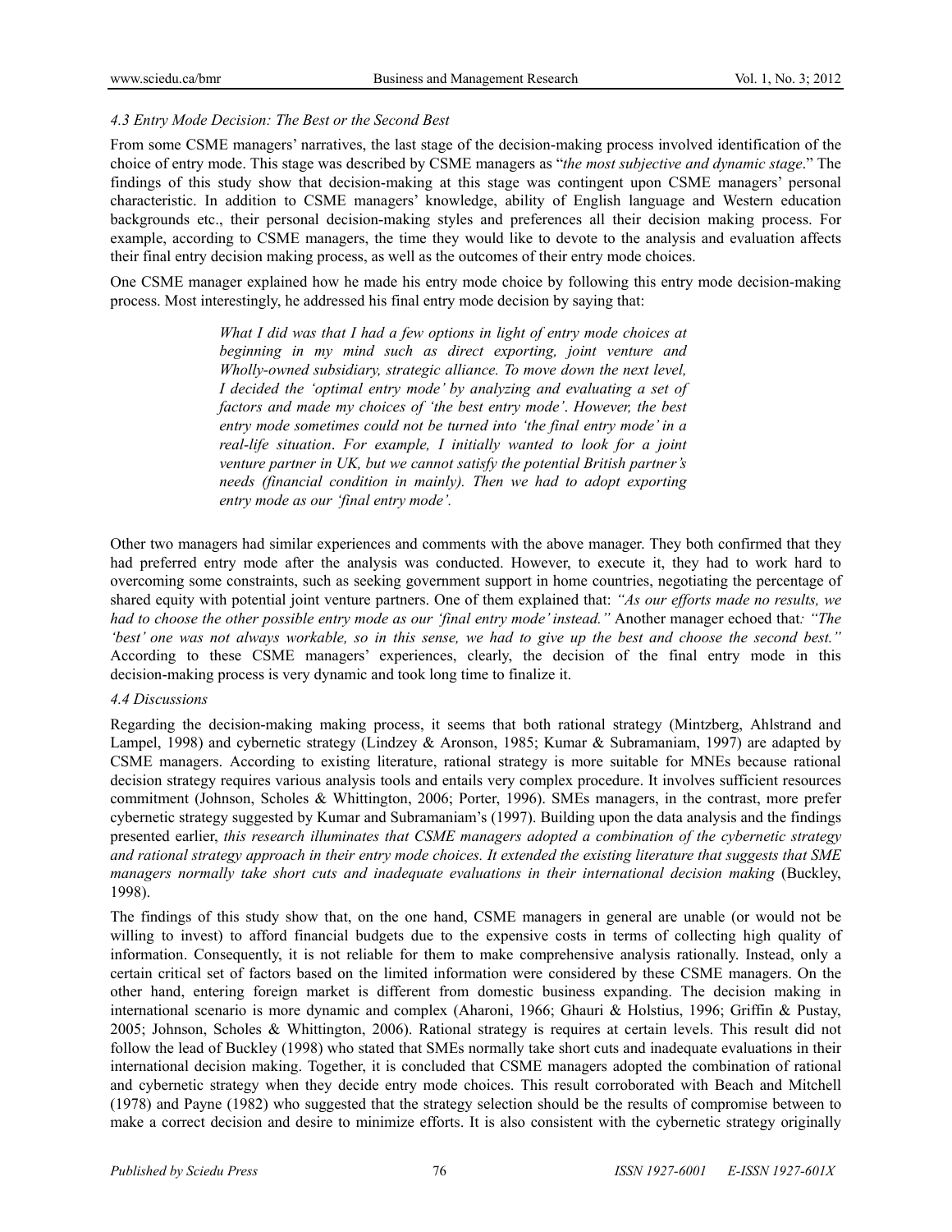### *4.3 Entry Mode Decision: The Best or the Second Best*

From some CSME managers' narratives, the last stage of the decision-making process involved identification of the choice of entry mode. This stage was described by CSME managers as "*the most subjective and dynamic stage*." The findings of this study show that decision-making at this stage was contingent upon CSME managers' personal characteristic. In addition to CSME managers' knowledge, ability of English language and Western education backgrounds etc., their personal decision-making styles and preferences all their decision making process. For example, according to CSME managers, the time they would like to devote to the analysis and evaluation affects their final entry decision making process, as well as the outcomes of their entry mode choices.

One CSME manager explained how he made his entry mode choice by following this entry mode decision-making process. Most interestingly, he addressed his final entry mode decision by saying that:

> *What I did was that I had a few options in light of entry mode choices at beginning in my mind such as direct exporting, joint venture and Wholly-owned subsidiary, strategic alliance. To move down the next level, I decided the 'optimal entry mode' by analyzing and evaluating a set of factors and made my choices of 'the best entry mode'. However, the best entry mode sometimes could not be turned into 'the final entry mode' in a real-life situation. For example, I initially wanted to look for a joint venture partner in UK, but we cannot satisfy the potential British partner's needs (financial condition in mainly). Then we had to adopt exporting entry mode as our 'final entry mode'.*

Other two managers had similar experiences and comments with the above manager. They both confirmed that they had preferred entry mode after the analysis was conducted. However, to execute it, they had to work hard to overcoming some constraints, such as seeking government support in home countries, negotiating the percentage of shared equity with potential joint venture partners. One of them explained that: *"As our efforts made no results, we had to choose the other possible entry mode as our 'final entry mode' instead."* Another manager echoed that*: "The 'best' one was not always workable, so in this sense, we had to give up the best and choose the second best."* According to these CSME managers' experiences, clearly, the decision of the final entry mode in this decision-making process is very dynamic and took long time to finalize it.

### *4.4 Discussions*

Regarding the decision-making making process, it seems that both rational strategy (Mintzberg, Ahlstrand and Lampel, 1998) and cybernetic strategy (Lindzey & Aronson, 1985; Kumar & Subramaniam, 1997) are adapted by CSME managers. According to existing literature, rational strategy is more suitable for MNEs because rational decision strategy requires various analysis tools and entails very complex procedure. It involves sufficient resources commitment (Johnson, Scholes & Whittington, 2006; Porter, 1996). SMEs managers, in the contrast, more prefer cybernetic strategy suggested by Kumar and Subramaniam's (1997). Building upon the data analysis and the findings presented earlier, *this research illuminates that CSME managers adopted a combination of the cybernetic strategy and rational strategy approach in their entry mode choices. It extended the existing literature that suggests that SME managers normally take short cuts and inadequate evaluations in their international decision making* (Buckley, 1998).

The findings of this study show that, on the one hand, CSME managers in general are unable (or would not be willing to invest) to afford financial budgets due to the expensive costs in terms of collecting high quality of information. Consequently, it is not reliable for them to make comprehensive analysis rationally. Instead, only a certain critical set of factors based on the limited information were considered by these CSME managers. On the other hand, entering foreign market is different from domestic business expanding. The decision making in international scenario is more dynamic and complex (Aharoni, 1966; Ghauri & Holstius, 1996; Griffin & Pustay, 2005; Johnson, Scholes & Whittington, 2006). Rational strategy is requires at certain levels. This result did not follow the lead of Buckley (1998) who stated that SMEs normally take short cuts and inadequate evaluations in their international decision making. Together, it is concluded that CSME managers adopted the combination of rational and cybernetic strategy when they decide entry mode choices. This result corroborated with Beach and Mitchell (1978) and Payne (1982) who suggested that the strategy selection should be the results of compromise between to make a correct decision and desire to minimize efforts. It is also consistent with the cybernetic strategy originally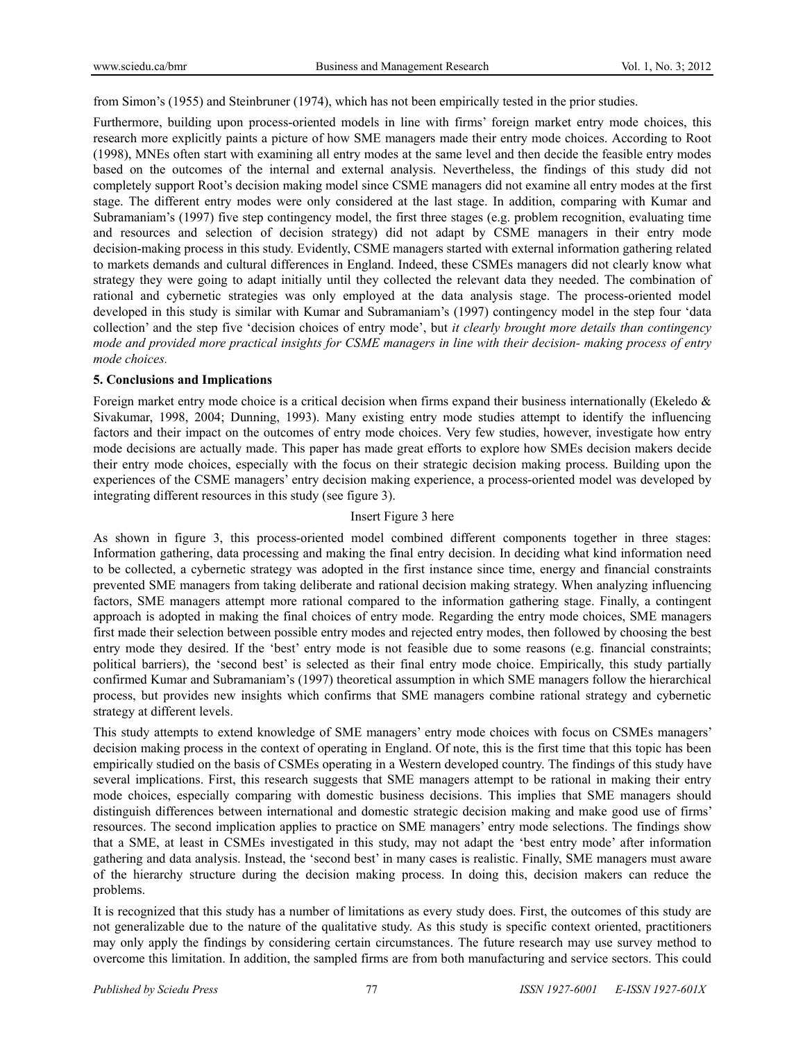from Simon's (1955) and Steinbruner (1974), which has not been empirically tested in the prior studies.

Furthermore, building upon process-oriented models in line with firms' foreign market entry mode choices, this research more explicitly paints a picture of how SME managers made their entry mode choices. According to Root (1998), MNEs often start with examining all entry modes at the same level and then decide the feasible entry modes based on the outcomes of the internal and external analysis. Nevertheless, the findings of this study did not completely support Root's decision making model since CSME managers did not examine all entry modes at the first stage. The different entry modes were only considered at the last stage. In addition, comparing with Kumar and Subramaniam's (1997) five step contingency model, the first three stages (e.g. problem recognition, evaluating time and resources and selection of decision strategy) did not adapt by CSME managers in their entry mode decision-making process in this study. Evidently, CSME managers started with external information gathering related to markets demands and cultural differences in England. Indeed, these CSMEs managers did not clearly know what strategy they were going to adapt initially until they collected the relevant data they needed. The combination of rational and cybernetic strategies was only employed at the data analysis stage. The process-oriented model developed in this study is similar with Kumar and Subramaniam's (1997) contingency model in the step four 'data collection' and the step five 'decision choices of entry mode', but *it clearly brought more details than contingency mode and provided more practical insights for CSME managers in line with their decision- making process of entry mode choices.*

## 5. Conclusions and Implications

Foreign market entry mode choice is a critical decision when firms expand their business internationally (Ekeledo & Sivakumar, 1998, 2004; Dunning, 1993). Many existing entry mode studies attempt to identify the influencing factors and their impact on the outcomes of entry mode choices. Very few studies, however, investigate how entry mode decisions are actually made. This paper has made great efforts to explore how SMEs decision makers decide their entry mode choices, especially with the focus on their strategic decision making process. Building upon the experiences of the CSME managers' entry decision making experience, a process-oriented model was developed by integrating different resources in this study (see figure 3).

Insert Figure 3 here

As shown in figure 3, this process-oriented model combined different components together in three stages: Information gathering, data processing and making the final entry decision. In deciding what kind information need to be collected, a cybernetic strategy was adopted in the first instance since time, energy and financial constraints prevented SME managers from taking deliberate and rational decision making strategy. When analyzing influencing factors, SME managers attempt more rational compared to the information gathering stage. Finally, a contingent approach is adopted in making the final choices of entry mode. Regarding the entry mode choices, SME managers first made their selection between possible entry modes and rejected entry modes, then followed by choosing the best entry mode they desired. If the 'best' entry mode is not feasible due to some reasons (e.g. financial constraints; political barriers), the 'second best' is selected as their final entry mode choice. Empirically, this study partially confirmed Kumar and Subramaniam's (1997) theoretical assumption in which SME managers follow the hierarchical process, but provides new insights which confirms that SME managers combine rational strategy and cybernetic strategy at different levels.

This study attempts to extend knowledge of SME managers' entry mode choices with focus on CSMEs managers' decision making process in the context of operating in England. Of note, this is the first time that this topic has been empirically studied on the basis of CSMEs operating in a Western developed country. The findings of this study have several implications. First, this research suggests that SME managers attempt to be rational in making their entry mode choices, especially comparing with domestic business decisions. This implies that SME managers should distinguish differences between international and domestic strategic decision making and make good use of firms' resources. The second implication applies to practice on SME managers' entry mode selections. The findings show that a SME, at least in CSMEs investigated in this study, may not adapt the 'best entry mode' after information gathering and data analysis. Instead, the 'second best' in many cases is realistic. Finally, SME managers must aware of the hierarchy structure during the decision making process. In doing this, decision makers can reduce the problems.

It is recognized that this study has a number of limitations as every study does. First, the outcomes of this study are not generalizable due to the nature of the qualitative study. As this study is specific context oriented, practitioners may only apply the findings by considering certain circumstances. The future research may use survey method to overcome this limitation. In addition, the sampled firms are from both manufacturing and service sectors. This could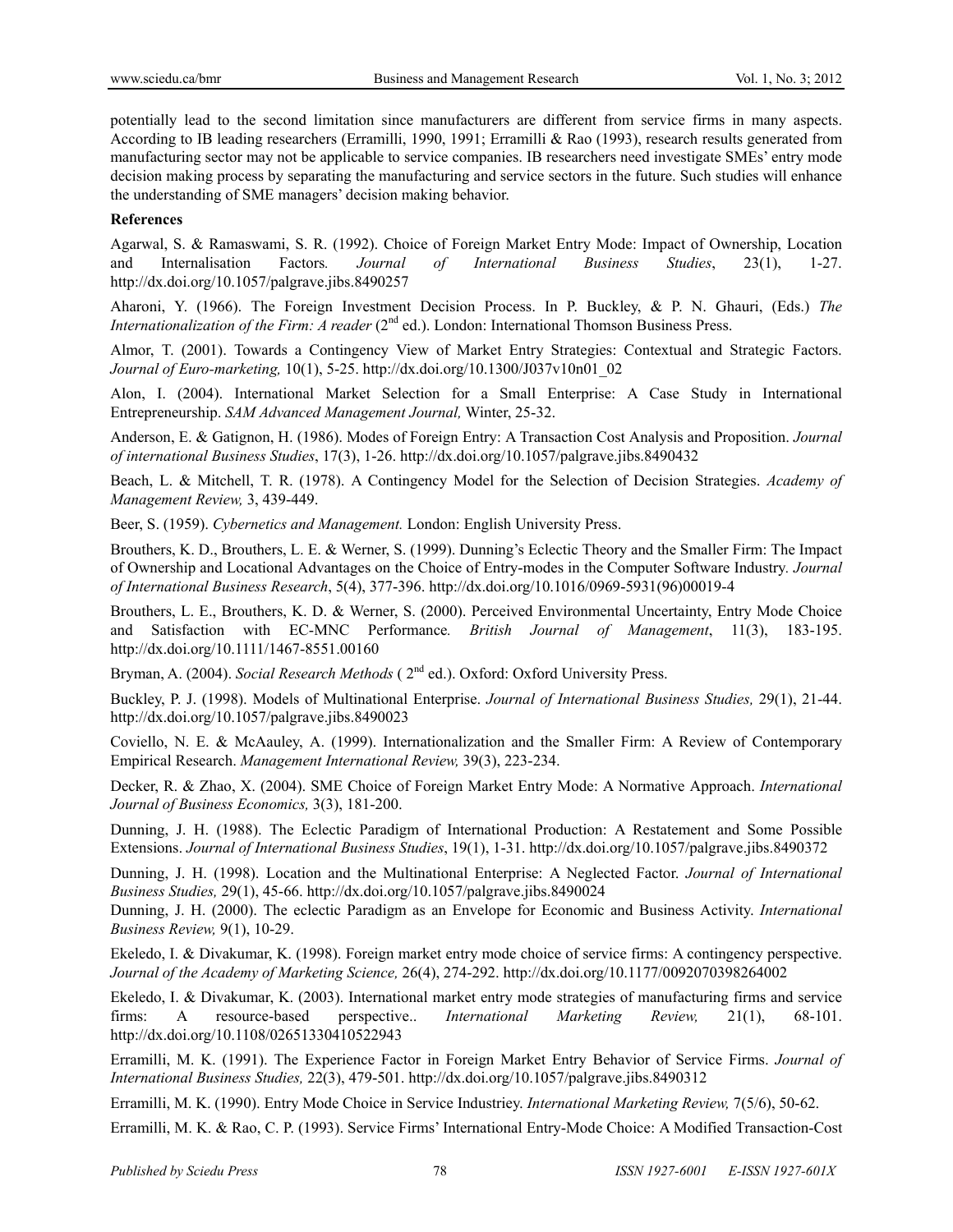potentially lead to the second limitation since manufacturers are different from service firms in many aspects. According to IB leading researchers (Erramilli, 1990, 1991; Erramilli & Rao (1993), research results generated from manufacturing sector may not be applicable to service companies. IB researchers need investigate SMEs' entry mode decision making process by separating the manufacturing and service sectors in the future. Such studies will enhance the understanding of SME managers' decision making behavior.

**References**

Agarwal, S. & Ramaswami, S. R. (1992). Choice of Foreign Market Entry Mode: Impact of Ownership, Location and Internalisation Factors. *Journal of International Business Studies*, 23(1), 1-27. http://dx.doi.org/10.1057/palgrave.jibs.8490257

Aharoni, Y. (1966). The Foreign Investment Decision Process. In P. Buckley, & P. N. Ghauri, (Eds.) *The Internationalization of the Firm: A reader* (2nd ed.). London: International Thomson Business Press.

Almor, T. (2001). Towards a Contingency View of Market Entry Strategies: Contextual and Strategic Factors. *Journal of Euro-marketing,* 10(1), 5-25. http://dx.doi.org/10.1300/J037v10n01_02

Alon, I. (2004). International Market Selection for a Small Enterprise: A Case Study in International Entrepreneurship. *SAM Advanced Management Journal,* Winter, 25-32.

Anderson, E. & Gatignon, H. (1986). Modes of Foreign Entry: A Transaction Cost Analysis and Proposition. *Journal of international Business Studies*, 17(3), 1-26. http://dx.doi.org/10.1057/palgrave.jibs.8490432

Beach, L. & Mitchell, T. R. (1978). A Contingency Model for the Selection of Decision Strategies. *Academy of Management Review,* 3, 439-449.

Beer, S. (1959). *Cybernetics and Management.* London: English University Press.

Brouthers, K. D., Brouthers, L. E. & Werner, S. (1999). Dunning's Eclectic Theory and the Smaller Firm: The Impact of Ownership and Locational Advantages on the Choice of Entry-modes in the Computer Software Industry. *Journal of International Business Research*, 5(4), 377-396. http://dx.doi.org/10.1016/0969-5931(96)00019-4

Brouthers, L. E., Brouthers, K. D. & Werner, S. (2000). Perceived Environmental Uncertainty, Entry Mode Choice and Satisfaction with EC-MNC Performance. *British Journal of Management*, 11(3), 183-195. http://dx.doi.org/10.1111/1467-8551.00160

Bryman, A. (2004). *Social Research Methods* ( 2nd ed.). Oxford: Oxford University Press.

Buckley, P. J. (1998). Models of Multinational Enterprise. *Journal of International Business Studies,* 29(1), 21-44. http://dx.doi.org/10.1057/palgrave.jibs.8490023

Coviello, N. E. & McAauley, A. (1999). Internationalization and the Smaller Firm: A Review of Contemporary Empirical Research. *Management International Review,* 39(3), 223-234.

Decker, R. & Zhao, X. (2004). SME Choice of Foreign Market Entry Mode: A Normative Approach. *International Journal of Business Economics,* 3(3), 181-200.

Dunning, J. H. (1988). The Eclectic Paradigm of International Production: A Restatement and Some Possible Extensions. *Journal of International Business Studies*, 19(1), 1-31. http://dx.doi.org/10.1057/palgrave.jibs.8490372

Dunning, J. H. (1998). Location and the Multinational Enterprise: A Neglected Factor. *Journal of International Business Studies,* 29(1), 45-66. http://dx.doi.org/10.1057/palgrave.jibs.8490024

Dunning, J. H. (2000). The eclectic Paradigm as an Envelope for Economic and Business Activity. *International Business Review,* 9(1), 10-29.

Ekeledo, I. & Divakumar, K. (1998). Foreign market entry mode choice of service firms: A contingency perspective. *Journal of the Academy of Marketing Science,* 26(4), 274-292. http://dx.doi.org/10.1177/0092070398264002

Ekeledo, I. & Divakumar, K. (2003). International market entry mode strategies of manufacturing firms and service firms: A resource-based perspective.. *International Marketing Review,* 21(1), 68-101. http://dx.doi.org/10.1108/02651330410522943

Erramilli, M. K. (1991). The Experience Factor in Foreign Market Entry Behavior of Service Firms. *Journal of International Business Studies,* 22(3), 479-501. http://dx.doi.org/10.1057/palgrave.jibs.8490312

Erramilli, M. K. (1990). Entry Mode Choice in Service Industriey. *International Marketing Review,* 7(5/6), 50-62.

Erramilli, M. K. & Rao, C. P. (1993). Service Firms' International Entry-Mode Choice: A Modified Transaction-Cost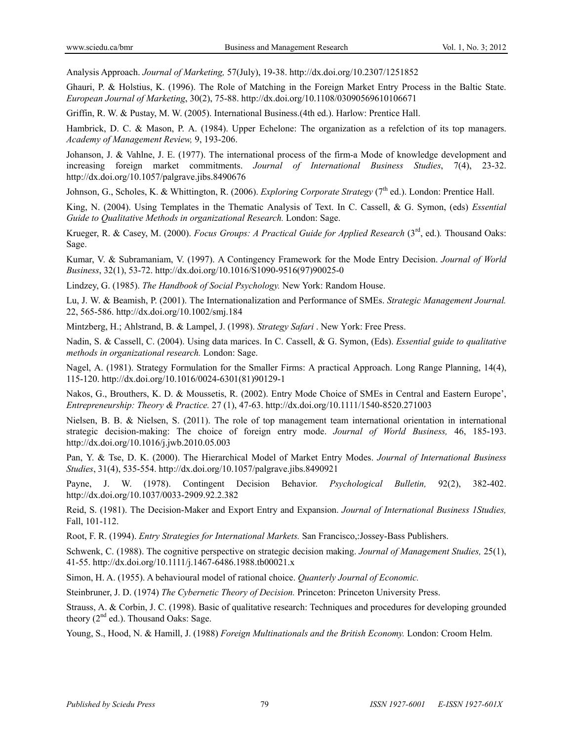Analysis Approach. *Journal of Marketing,* 57(July), 19-38. http://dx.doi.org/10.2307/1251852

Ghauri, P. & Holstius, K. (1996). The Role of Matching in the Foreign Market Entry Process in the Baltic State. *European Journal of Marketing*, 30(2), 75-88. http://dx.doi.org/10.1108/03090569610106671

Griffin, R. W. & Pustay, M. W. (2005). International Business.(4th ed.). Harlow: Prentice Hall.

Hambrick, D. C. & Mason, P. A. (1984). Upper Echelone: The organization as a refelction of its top managers. *Academy of Management Review,* 9, 193-206.

Johanson, J. & Vahlne, J. E. (1977). The international process of the firm-a Mode of knowledge development and increasing foreign market commitments. *Journal of International Business Studies*, 7(4), 23-32. http://dx.doi.org/10.1057/palgrave.jibs.8490676

Johnson, G., Scholes, K. & Whittington, R. (2006). *Exploring Corporate Strategy* (7th ed.). London: Prentice Hall.

King, N. (2004). Using Templates in the Thematic Analysis of Text. In C. Cassell, & G. Symon, (eds) *Essential Guide to Qualitative Methods in organizational Research.* London: Sage.

Krueger, R. & Casey, M. (2000). *Focus Groups: A Practical Guide for Applied Research* (3rd, ed.)*.* Thousand Oaks: Sage.

Kumar, V. & Subramaniam, V. (1997). A Contingency Framework for the Mode Entry Decision. *Journal of World Business*, 32(1), 53-72. http://dx.doi.org/10.1016/S1090-9516(97)90025-0

Lindzey, G. (1985). *The Handbook of Social Psychology.* New York: Random House.

Lu, J. W. & Beamish, P. (2001). The Internationalization and Performance of SMEs. *Strategic Management Journal.* 22, 565-586. http://dx.doi.org/10.1002/smj.184

Mintzberg, H.; Ahlstrand, B. & Lampel, J. (1998). *Strategy Safari* . New York: Free Press.

Nadin, S. & Cassell, C. (2004). Using data marices. In C. Cassell, & G. Symon, (Eds). *Essential guide to qualitative methods in organizational research.* London: Sage.

Nagel, A. (1981). Strategy Formulation for the Smaller Firms: A practical Approach. Long Range Planning, 14(4), 115-120. http://dx.doi.org/10.1016/0024-6301(81)90129-1

Nakos, G., Brouthers, K. D. & Moussetis, R. (2002). Entry Mode Choice of SMEs in Central and Eastern Europe', *Entrepreneurship: Theory & Practice.* 27 (1), 47-63. http://dx.doi.org/10.1111/1540-8520.271003

Nielsen, B. B. & Nielsen, S. (2011). The role of top management team international orientation in international strategic decision-making: The choice of foreign entry mode. *Journal of World Business,* 46, 185-193. http://dx.doi.org/10.1016/j.jwb.2010.05.003

Pan, Y. & Tse, D. K. (2000). The Hierarchical Model of Market Entry Modes. *Journal of International Business Studies*, 31(4), 535-554. http://dx.doi.org/10.1057/palgrave.jibs.8490921

Payne, J. W. (1978). Contingent Decision Behavior. *Psychological Bulletin,* 92(2), 382-402. http://dx.doi.org/10.1037/0033-2909.92.2.382

Reid, S. (1981). The Decision-Maker and Export Entry and Expansion. *Journal of International Business 1Studies,* Fall, 101-112.

Root, F. R. (1994). *Entry Strategies for International Markets.* San Francisco,:Jossey-Bass Publishers.

Schwenk, C. (1988). The cognitive perspective on strategic decision making. *Journal of Management Studies,* 25(1), 41-55. http://dx.doi.org/10.1111/j.1467-6486.1988.tb00021.x

Simon, H. A. (1955). A behavioural model of rational choice. *Quanterly Journal of Economic.*

Steinbruner, J. D. (1974) *The Cybernetic Theory of Decision.* Princeton: Princeton University Press.

Strauss, A. & Corbin, J. C. (1998). Basic of qualitative research: Techniques and procedures for developing grounded theory (2nd ed.). Thousand Oaks: Sage.

Young, S., Hood, N. & Hamill, J. (1988) *Foreign Multinationals and the British Economy.* London: Croom Helm.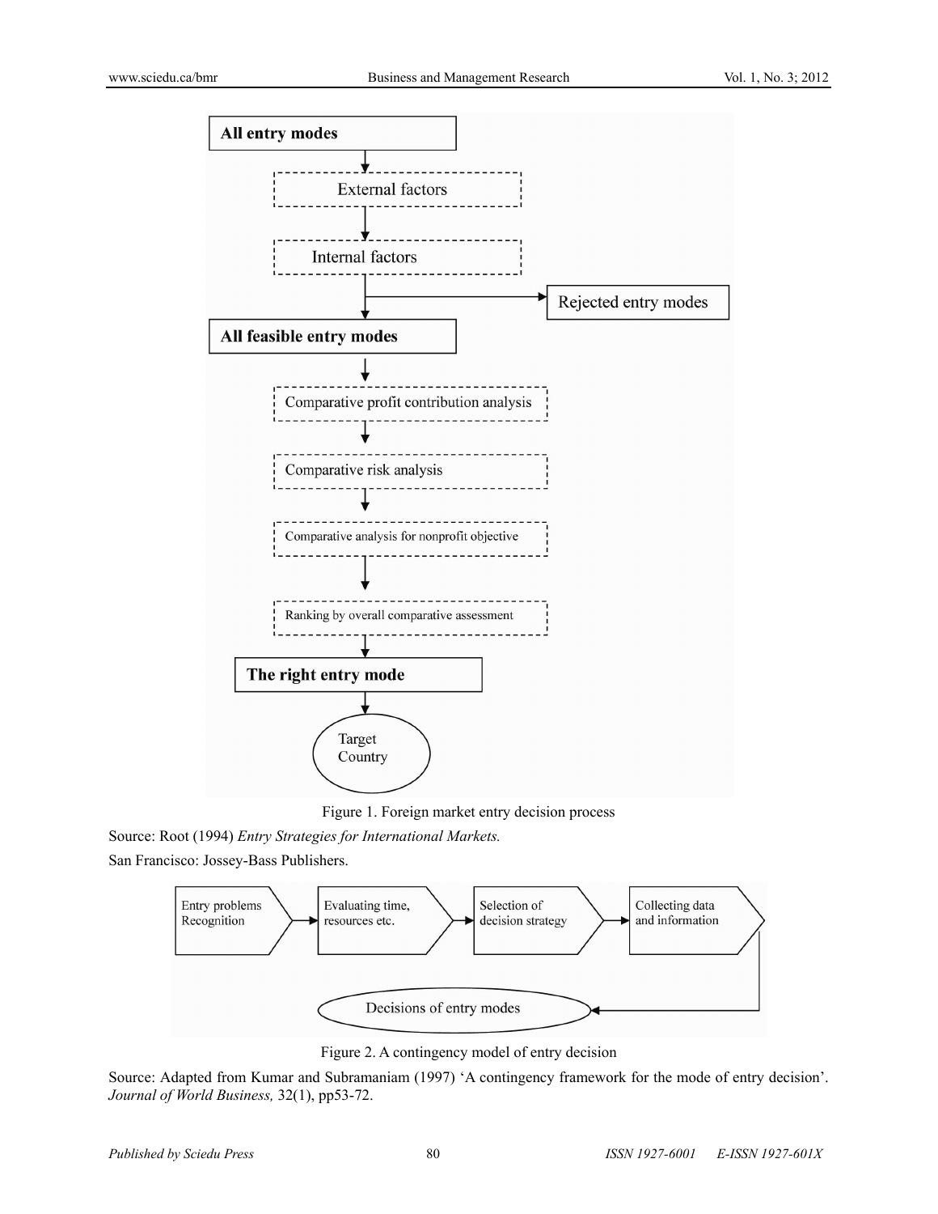All entry modes

External factors

Internal factors

Rejected entry modes

All feasible entry modes

Comparative profit contribution analysis

Comparative risk analysis

Comparative analysis for nonprofit objective

Ranking by overall comparative assessment

The right entry mode

Target Country

Figure 1. Foreign market entry decision process

Source: Root (1994) *Entry Strategies for International Markets.* San Francisco: Jossey-Bass Publishers.

Entry problems Recognition → Evaluating time, resources etc. → Selection of decision strategy → Collecting data and information → Decisions of entry modes

Figure 2. A contingency model of entry decision

Source: Adapted from Kumar and Subramaniam (1997) 'A contingency framework for the mode of entry decision'. *Journal of World Business,* 32(1), pp53-72.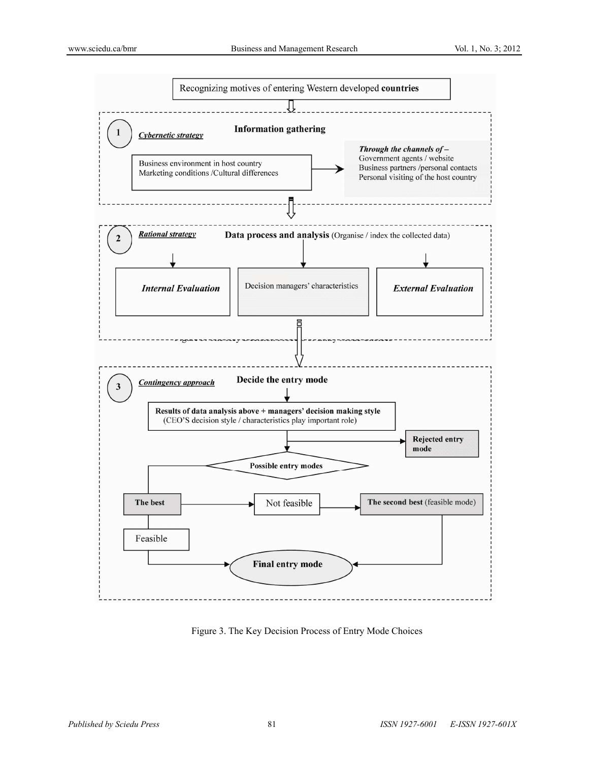Recognizing motives of entering Western developed **countries**

1 *Cybernetic strategy* **Information gathering**

Business environment in host country
Marketing conditions /Cultural differences

***Through the channels of –***
*Government agents / website*
*Business partners /personal contacts*
*Personal visiting of the host country*

2 *Rational strategy* **Data process and analysis** (Organise / index the collected data)

***Internal Evaluation***

Decision managers' characteristics

***External Evaluation***

3 *Contingency approach* **Decide the entry mode**

**Results of data analysis above + managers' decision making style**
(CEO'S decision style / characteristics play important role)

**Rejected entry mode**

**Possible entry modes**

**The best**

Not feasible

**The second best** (feasible mode)

Feasible

**Final entry mode**

Figure 3. The Key Decision Process of Entry Mode Choices